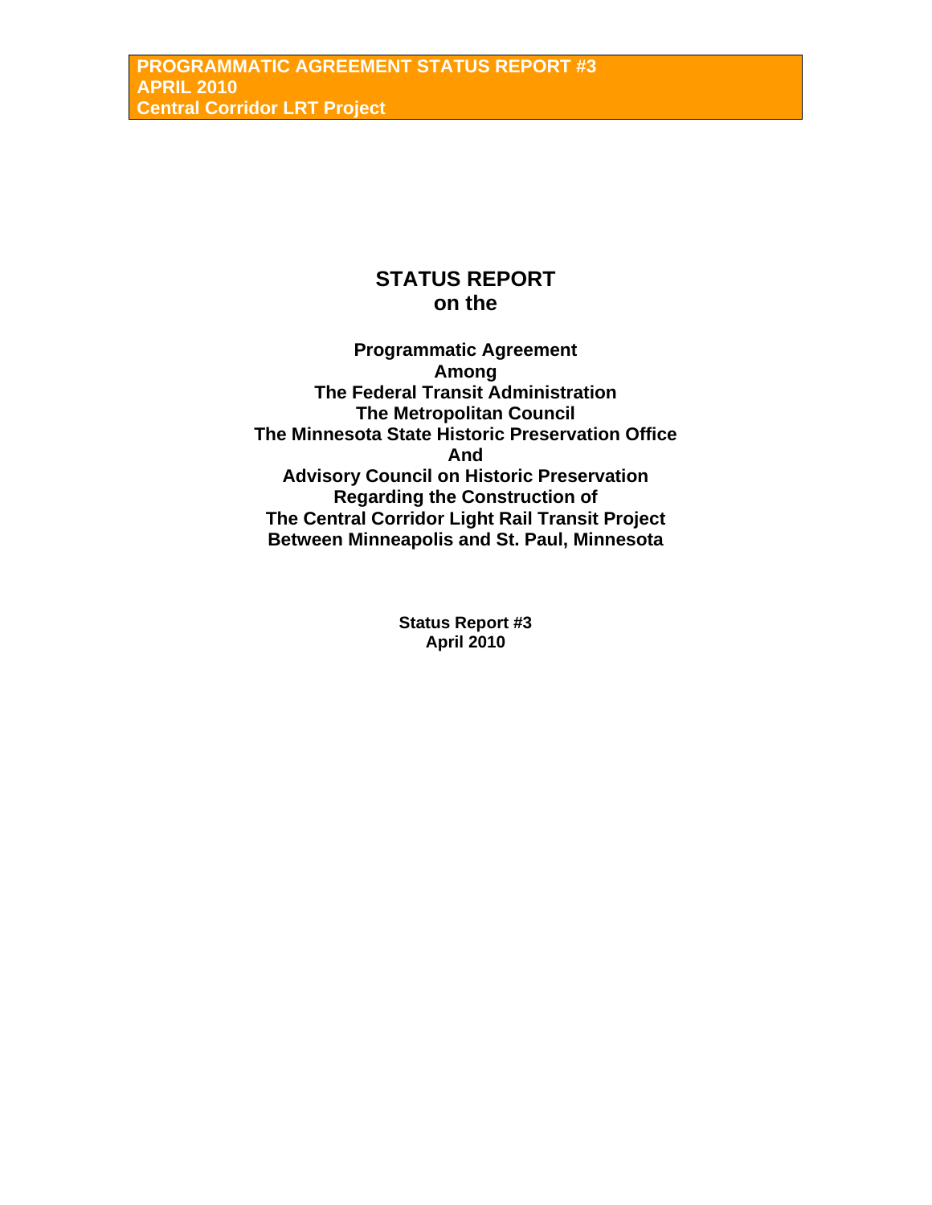**PROGRAMMATIC AGREEMENT STATUS REPORT #3**
**APRIL 2010**
**Central Corridor LRT Project**

# STATUS REPORT
# on the

## Programmatic Agreement
## Among
## The Federal Transit Administration
## The Metropolitan Council
## The Minnesota State Historic Preservation Office
## And
## Advisory Council on Historic Preservation
## Regarding the Construction of
## The Central Corridor Light Rail Transit Project
## Between Minneapolis and St. Paul, Minnesota

**Status Report #3**
**April 2010**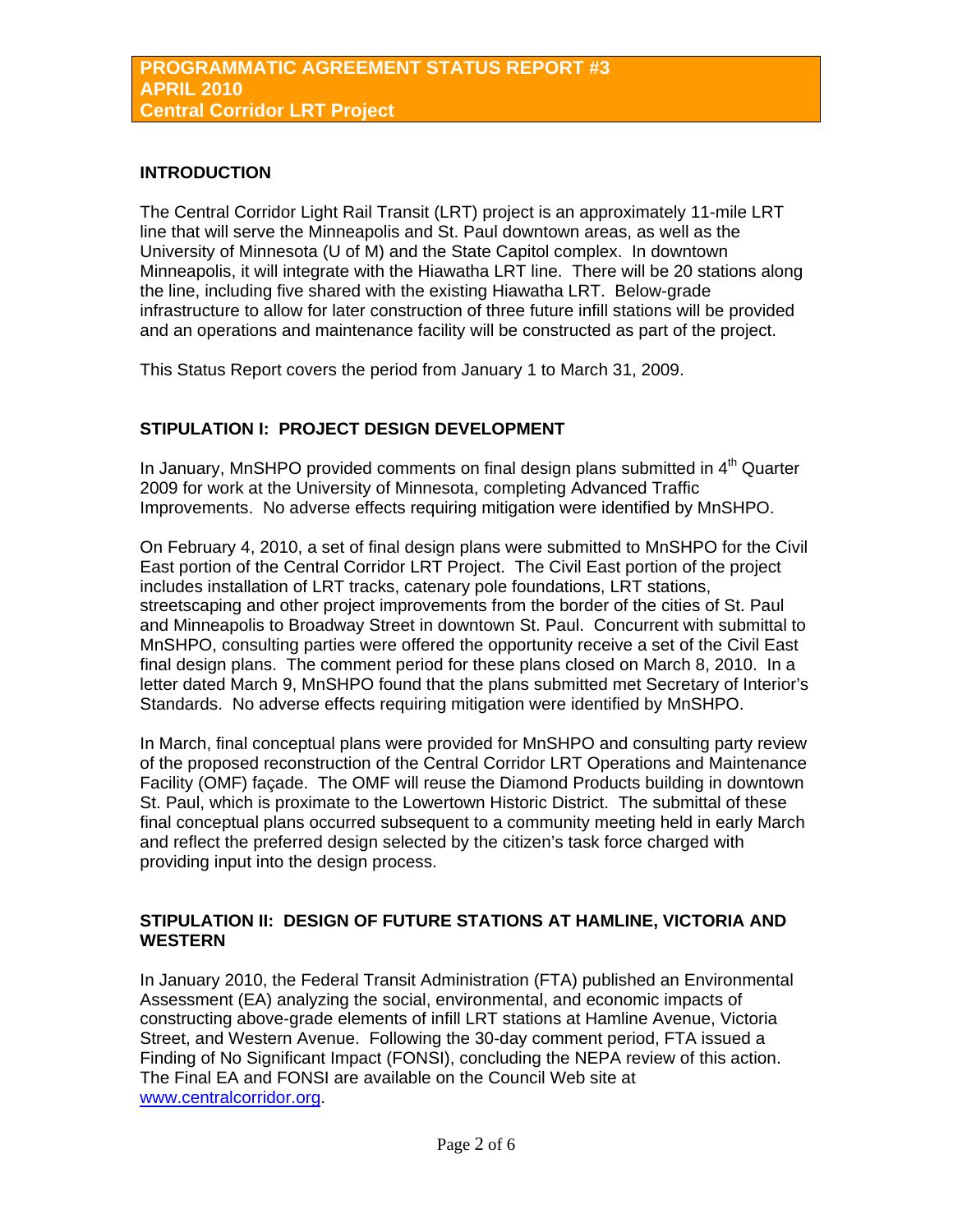**PROGRAMMATIC AGREEMENT STATUS REPORT #3**
**APRIL 2010**
**Central Corridor LRT Project**

## INTRODUCTION

The Central Corridor Light Rail Transit (LRT) project is an approximately 11-mile LRT line that will serve the Minneapolis and St. Paul downtown areas, as well as the University of Minnesota (U of M) and the State Capitol complex. In downtown Minneapolis, it will integrate with the Hiawatha LRT line. There will be 20 stations along the line, including five shared with the existing Hiawatha LRT. Below-grade infrastructure to allow for later construction of three future infill stations will be provided and an operations and maintenance facility will be constructed as part of the project.

This Status Report covers the period from January 1 to March 31, 2009.

## STIPULATION I: PROJECT DESIGN DEVELOPMENT

In January, MnSHPO provided comments on final design plans submitted in 4th Quarter 2009 for work at the University of Minnesota, completing Advanced Traffic Improvements. No adverse effects requiring mitigation were identified by MnSHPO.

On February 4, 2010, a set of final design plans were submitted to MnSHPO for the Civil East portion of the Central Corridor LRT Project. The Civil East portion of the project includes installation of LRT tracks, catenary pole foundations, LRT stations, streetscaping and other project improvements from the border of the cities of St. Paul and Minneapolis to Broadway Street in downtown St. Paul. Concurrent with submittal to MnSHPO, consulting parties were offered the opportunity receive a set of the Civil East final design plans. The comment period for these plans closed on March 8, 2010. In a letter dated March 9, MnSHPO found that the plans submitted met Secretary of Interior's Standards. No adverse effects requiring mitigation were identified by MnSHPO.

In March, final conceptual plans were provided for MnSHPO and consulting party review of the proposed reconstruction of the Central Corridor LRT Operations and Maintenance Facility (OMF) façade. The OMF will reuse the Diamond Products building in downtown St. Paul, which is proximate to the Lowertown Historic District. The submittal of these final conceptual plans occurred subsequent to a community meeting held in early March and reflect the preferred design selected by the citizen's task force charged with providing input into the design process.

## STIPULATION II: DESIGN OF FUTURE STATIONS AT HAMLINE, VICTORIA AND WESTERN

In January 2010, the Federal Transit Administration (FTA) published an Environmental Assessment (EA) analyzing the social, environmental, and economic impacts of constructing above-grade elements of infill LRT stations at Hamline Avenue, Victoria Street, and Western Avenue. Following the 30-day comment period, FTA issued a Finding of No Significant Impact (FONSI), concluding the NEPA review of this action. The Final EA and FONSI are available on the Council Web site at www.centralcorridor.org.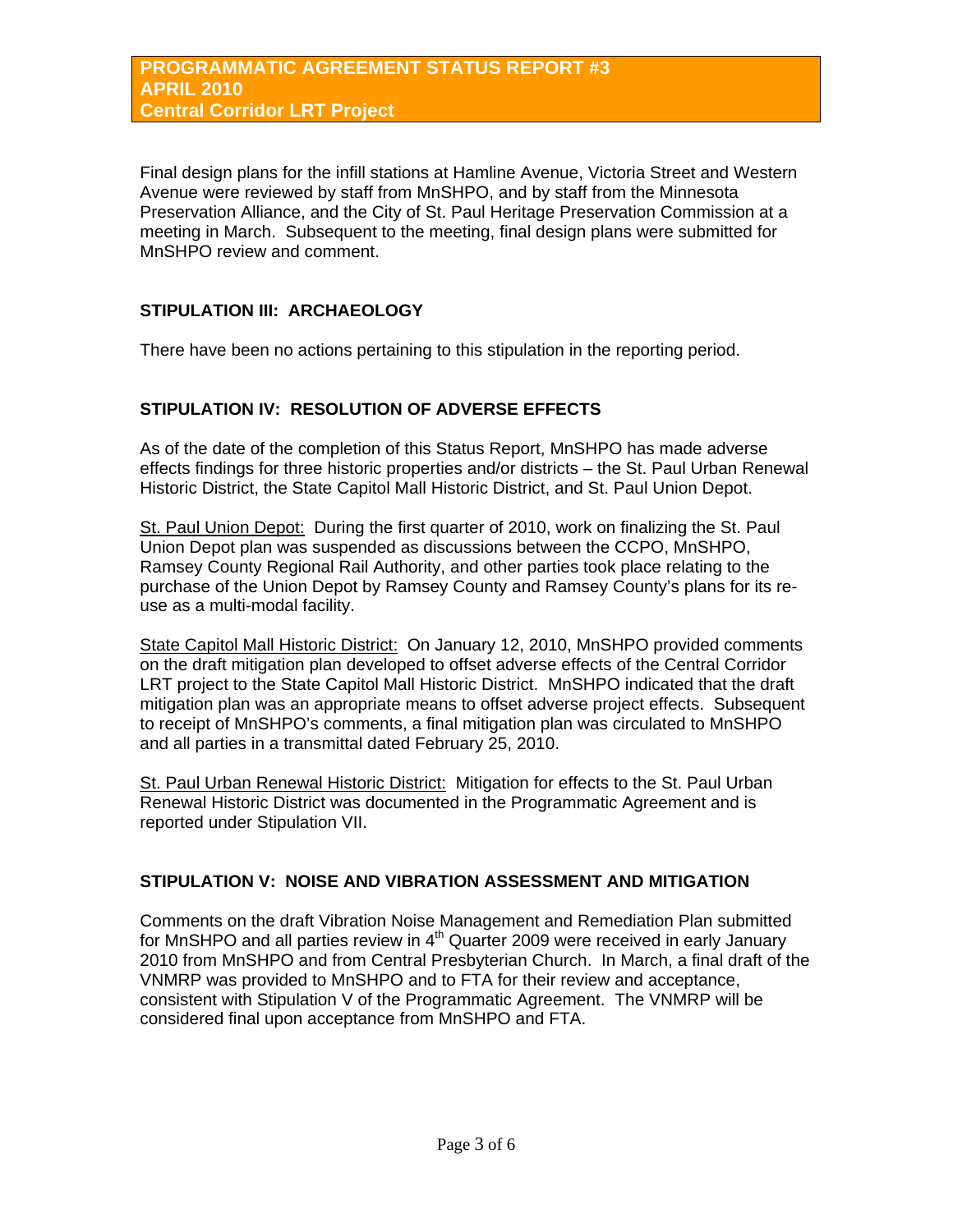Final design plans for the infill stations at Hamline Avenue, Victoria Street and Western Avenue were reviewed by staff from MnSHPO, and by staff from the Minnesota Preservation Alliance, and the City of St. Paul Heritage Preservation Commission at a meeting in March. Subsequent to the meeting, final design plans were submitted for MnSHPO review and comment.

## STIPULATION III: ARCHAEOLOGY

There have been no actions pertaining to this stipulation in the reporting period.

## STIPULATION IV: RESOLUTION OF ADVERSE EFFECTS

As of the date of the completion of this Status Report, MnSHPO has made adverse effects findings for three historic properties and/or districts – the St. Paul Urban Renewal Historic District, the State Capitol Mall Historic District, and St. Paul Union Depot.

St. Paul Union Depot: During the first quarter of 2010, work on finalizing the St. Paul Union Depot plan was suspended as discussions between the CCPO, MnSHPO, Ramsey County Regional Rail Authority, and other parties took place relating to the purchase of the Union Depot by Ramsey County and Ramsey County's plans for its re-use as a multi-modal facility.

State Capitol Mall Historic District: On January 12, 2010, MnSHPO provided comments on the draft mitigation plan developed to offset adverse effects of the Central Corridor LRT project to the State Capitol Mall Historic District. MnSHPO indicated that the draft mitigation plan was an appropriate means to offset adverse project effects. Subsequent to receipt of MnSHPO's comments, a final mitigation plan was circulated to MnSHPO and all parties in a transmittal dated February 25, 2010.

St. Paul Urban Renewal Historic District: Mitigation for effects to the St. Paul Urban Renewal Historic District was documented in the Programmatic Agreement and is reported under Stipulation VII.

## STIPULATION V: NOISE AND VIBRATION ASSESSMENT AND MITIGATION

Comments on the draft Vibration Noise Management and Remediation Plan submitted for MnSHPO and all parties review in 4th Quarter 2009 were received in early January 2010 from MnSHPO and from Central Presbyterian Church. In March, a final draft of the VNMRP was provided to MnSHPO and to FTA for their review and acceptance, consistent with Stipulation V of the Programmatic Agreement. The VNMRP will be considered final upon acceptance from MnSHPO and FTA.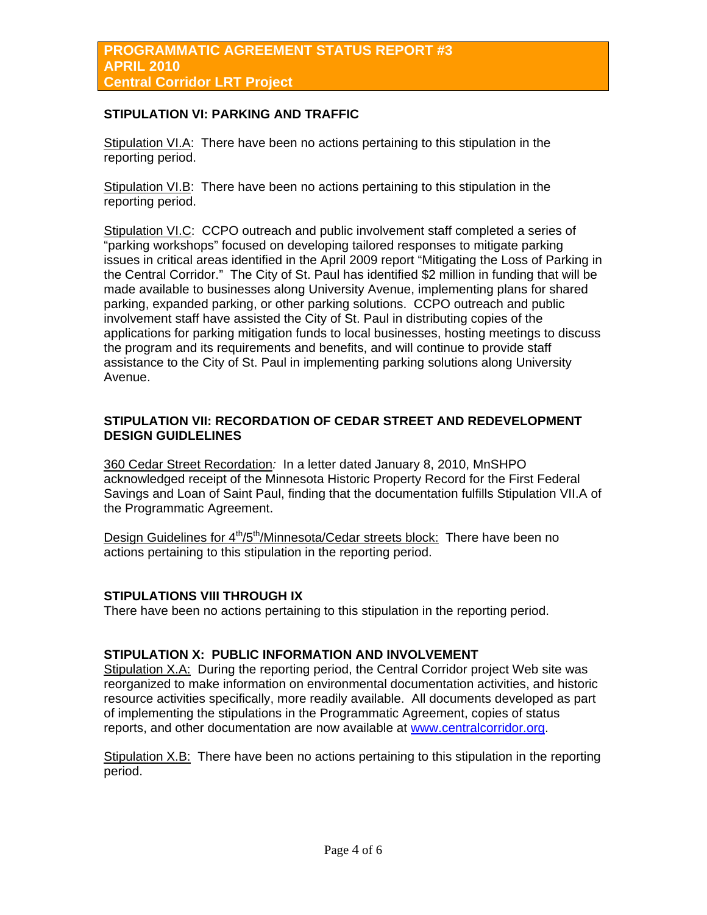**PROGRAMMATIC AGREEMENT STATUS REPORT #3**
**APRIL 2010**
**Central Corridor LRT Project**

## STIPULATION VI: PARKING AND TRAFFIC

Stipulation VI.A: There have been no actions pertaining to this stipulation in the reporting period.

Stipulation VI.B: There have been no actions pertaining to this stipulation in the reporting period.

Stipulation VI.C: CCPO outreach and public involvement staff completed a series of "parking workshops" focused on developing tailored responses to mitigate parking issues in critical areas identified in the April 2009 report "Mitigating the Loss of Parking in the Central Corridor." The City of St. Paul has identified $2 million in funding that will be made available to businesses along University Avenue, implementing plans for shared parking, expanded parking, or other parking solutions. CCPO outreach and public involvement staff have assisted the City of St. Paul in distributing copies of the applications for parking mitigation funds to local businesses, hosting meetings to discuss the program and its requirements and benefits, and will continue to provide staff assistance to the City of St. Paul in implementing parking solutions along University Avenue.

## STIPULATION VII: RECORDATION OF CEDAR STREET AND REDEVELOPMENT DESIGN GUIDLELINES

360 Cedar Street Recordation*:* In a letter dated January 8, 2010, MnSHPO acknowledged receipt of the Minnesota Historic Property Record for the First Federal Savings and Loan of Saint Paul, finding that the documentation fulfills Stipulation VII.A of the Programmatic Agreement.

Design Guidelines for 4th/5th/Minnesota/Cedar streets block: There have been no actions pertaining to this stipulation in the reporting period.

## STIPULATIONS VIII THROUGH IX

There have been no actions pertaining to this stipulation in the reporting period.

## STIPULATION X: PUBLIC INFORMATION AND INVOLVEMENT

Stipulation X.A: During the reporting period, the Central Corridor project Web site was reorganized to make information on environmental documentation activities, and historic resource activities specifically, more readily available. All documents developed as part of implementing the stipulations in the Programmatic Agreement, copies of status reports, and other documentation are now available at www.centralcorridor.org.

Stipulation X.B: There have been no actions pertaining to this stipulation in the reporting period.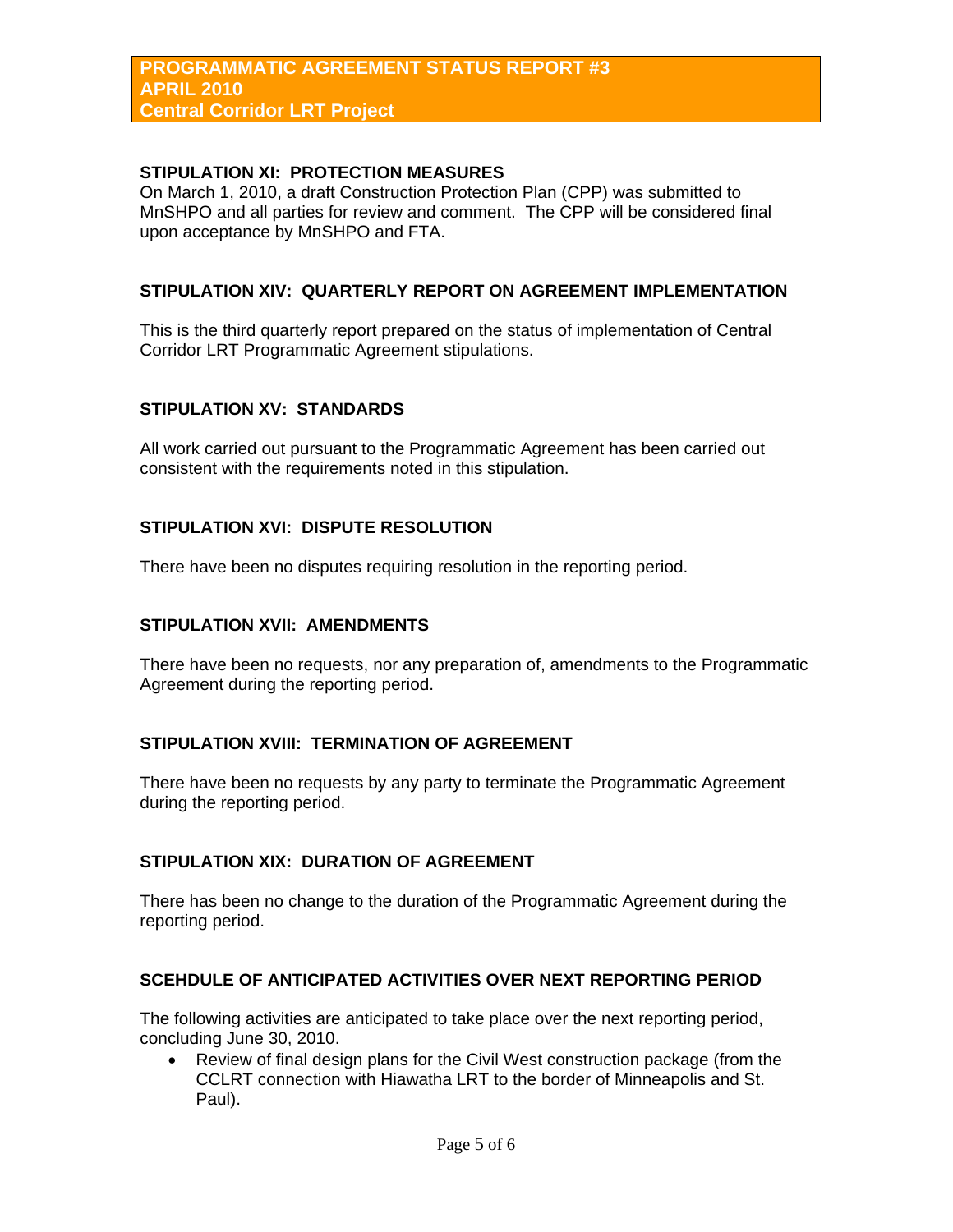**PROGRAMMATIC AGREEMENT STATUS REPORT #3**
**APRIL 2010**
**Central Corridor LRT Project**

## STIPULATION XI: PROTECTION MEASURES

On March 1, 2010, a draft Construction Protection Plan (CPP) was submitted to MnSHPO and all parties for review and comment. The CPP will be considered final upon acceptance by MnSHPO and FTA.

## STIPULATION XIV: QUARTERLY REPORT ON AGREEMENT IMPLEMENTATION

This is the third quarterly report prepared on the status of implementation of Central Corridor LRT Programmatic Agreement stipulations.

## STIPULATION XV: STANDARDS

All work carried out pursuant to the Programmatic Agreement has been carried out consistent with the requirements noted in this stipulation.

## STIPULATION XVI: DISPUTE RESOLUTION

There have been no disputes requiring resolution in the reporting period.

## STIPULATION XVII: AMENDMENTS

There have been no requests, nor any preparation of, amendments to the Programmatic Agreement during the reporting period.

## STIPULATION XVIII: TERMINATION OF AGREEMENT

There have been no requests by any party to terminate the Programmatic Agreement during the reporting period.

## STIPULATION XIX: DURATION OF AGREEMENT

There has been no change to the duration of the Programmatic Agreement during the reporting period.

## SCEHDULE OF ANTICIPATED ACTIVITIES OVER NEXT REPORTING PERIOD

The following activities are anticipated to take place over the next reporting period, concluding June 30, 2010.

- Review of final design plans for the Civil West construction package (from the CCLRT connection with Hiawatha LRT to the border of Minneapolis and St. Paul).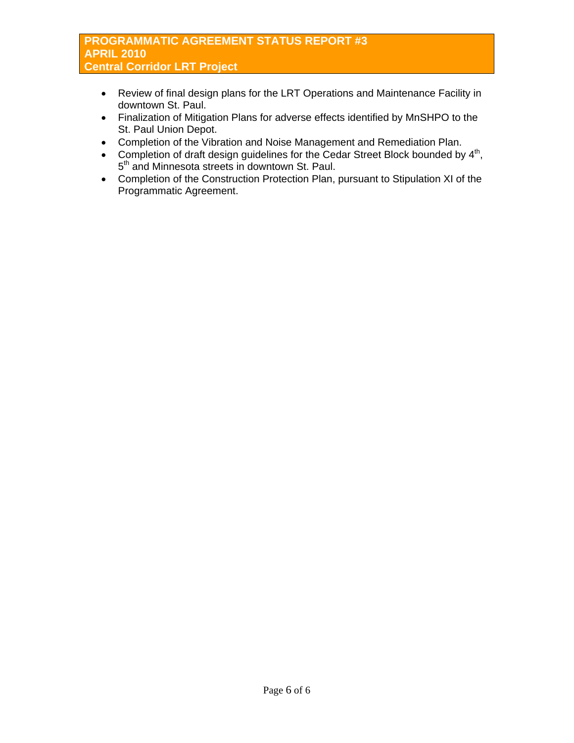- Review of final design plans for the LRT Operations and Maintenance Facility in downtown St. Paul.
- Finalization of Mitigation Plans for adverse effects identified by MnSHPO to the St. Paul Union Depot.
- Completion of the Vibration and Noise Management and Remediation Plan.
- Completion of draft design guidelines for the Cedar Street Block bounded by 4th, 5th and Minnesota streets in downtown St. Paul.
- Completion of the Construction Protection Plan, pursuant to Stipulation XI of the Programmatic Agreement.